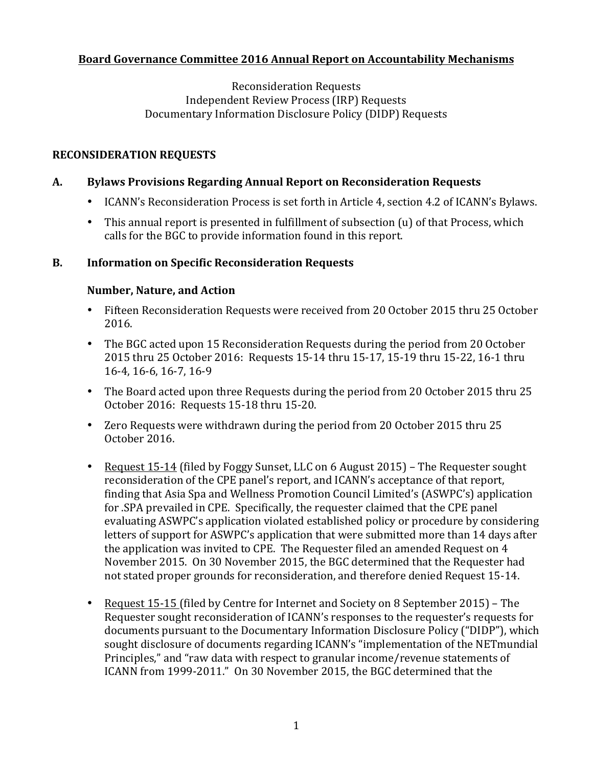# Board Governance Committee 2016 Annual Report on Accountability Mechanisms

Reconsideration Requests
Independent Review Process (IRP) Requests
Documentary Information Disclosure Policy (DIDP) Requests

## RECONSIDERATION REQUESTS

### A. Bylaws Provisions Regarding Annual Report on Reconsideration Requests

- ICANN's Reconsideration Process is set forth in Article 4, section 4.2 of ICANN's Bylaws.
- This annual report is presented in fulfillment of subsection (u) of that Process, which calls for the BGC to provide information found in this report.

### B. Information on Specific Reconsideration Requests

#### Number, Nature, and Action

- Fifteen Reconsideration Requests were received from 20 October 2015 thru 25 October 2016.
- The BGC acted upon 15 Reconsideration Requests during the period from 20 October 2015 thru 25 October 2016: Requests 15-14 thru 15-17, 15-19 thru 15-22, 16-1 thru 16-4, 16-6, 16-7, 16-9
- The Board acted upon three Requests during the period from 20 October 2015 thru 25 October 2016: Requests 15-18 thru 15-20.
- Zero Requests were withdrawn during the period from 20 October 2015 thru 25 October 2016.
- Request 15-14 (filed by Foggy Sunset, LLC on 6 August 2015) – The Requester sought reconsideration of the CPE panel's report, and ICANN's acceptance of that report, finding that Asia Spa and Wellness Promotion Council Limited's (ASWPC's) application for .SPA prevailed in CPE. Specifically, the requester claimed that the CPE panel evaluating ASWPC's application violated established policy or procedure by considering letters of support for ASWPC's application that were submitted more than 14 days after the application was invited to CPE. The Requester filed an amended Request on 4 November 2015. On 30 November 2015, the BGC determined that the Requester had not stated proper grounds for reconsideration, and therefore denied Request 15-14.
- Request 15-15 (filed by Centre for Internet and Society on 8 September 2015) – The Requester sought reconsideration of ICANN's responses to the requester's requests for documents pursuant to the Documentary Information Disclosure Policy ("DIDP"), which sought disclosure of documents regarding ICANN's "implementation of the NETmundial Principles," and "raw data with respect to granular income/revenue statements of ICANN from 1999-2011." On 30 November 2015, the BGC determined that the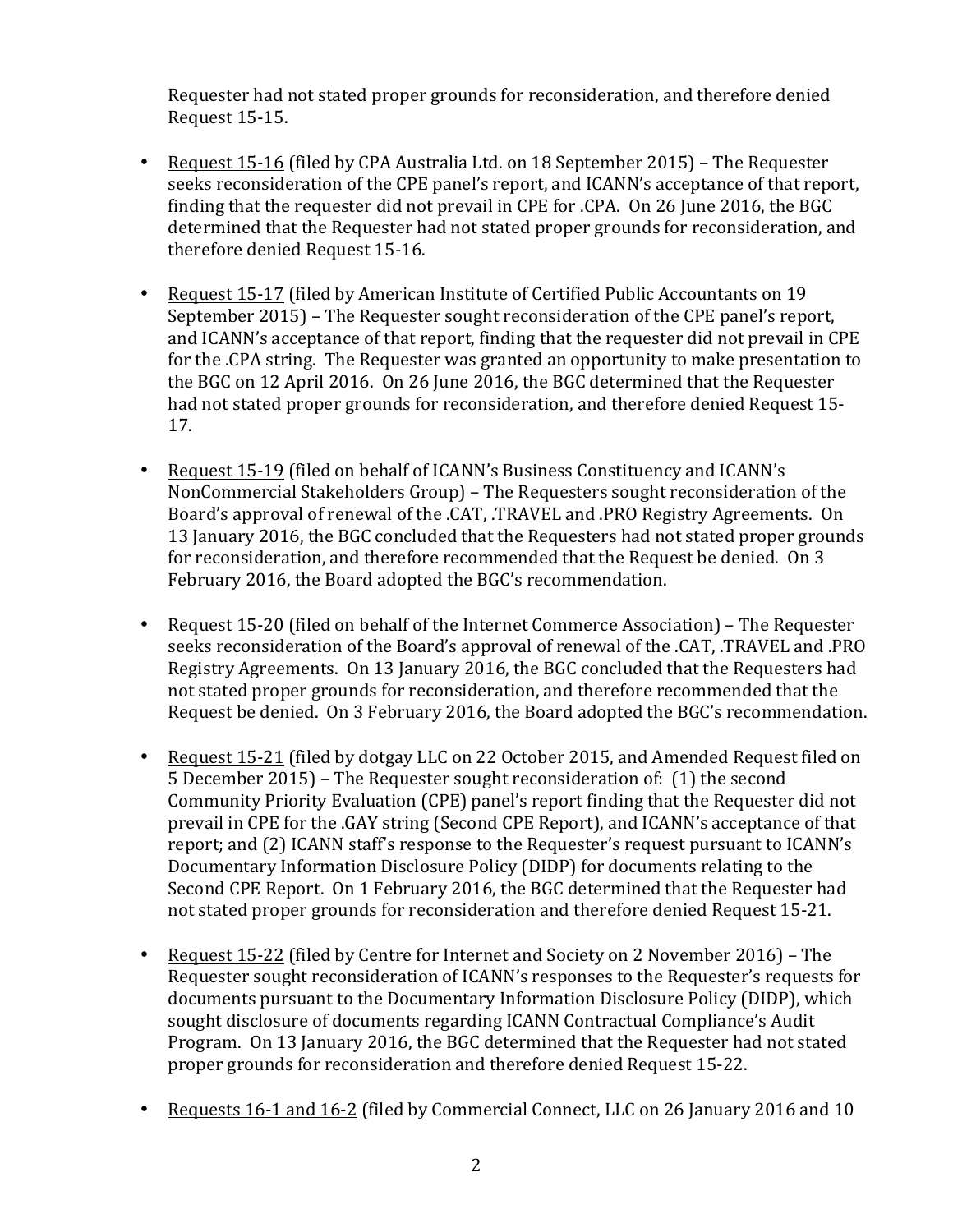Requester had not stated proper grounds for reconsideration, and therefore denied Request 15-15.

- Request 15-16 (filed by CPA Australia Ltd. on 18 September 2015) – The Requester seeks reconsideration of the CPE panel's report, and ICANN's acceptance of that report, finding that the requester did not prevail in CPE for .CPA. On 26 June 2016, the BGC determined that the Requester had not stated proper grounds for reconsideration, and therefore denied Request 15-16.

- Request 15-17 (filed by American Institute of Certified Public Accountants on 19 September 2015) – The Requester sought reconsideration of the CPE panel's report, and ICANN's acceptance of that report, finding that the requester did not prevail in CPE for the .CPA string. The Requester was granted an opportunity to make presentation to the BGC on 12 April 2016. On 26 June 2016, the BGC determined that the Requester had not stated proper grounds for reconsideration, and therefore denied Request 15-17.

- Request 15-19 (filed on behalf of ICANN's Business Constituency and ICANN's NonCommercial Stakeholders Group) – The Requesters sought reconsideration of the Board's approval of renewal of the .CAT, .TRAVEL and .PRO Registry Agreements. On 13 January 2016, the BGC concluded that the Requesters had not stated proper grounds for reconsideration, and therefore recommended that the Request be denied. On 3 February 2016, the Board adopted the BGC's recommendation.

- Request 15-20 (filed on behalf of the Internet Commerce Association) – The Requester seeks reconsideration of the Board's approval of renewal of the .CAT, .TRAVEL and .PRO Registry Agreements. On 13 January 2016, the BGC concluded that the Requesters had not stated proper grounds for reconsideration, and therefore recommended that the Request be denied. On 3 February 2016, the Board adopted the BGC's recommendation.

- Request 15-21 (filed by dotgay LLC on 22 October 2015, and Amended Request filed on 5 December 2015) – The Requester sought reconsideration of: (1) the second Community Priority Evaluation (CPE) panel's report finding that the Requester did not prevail in CPE for the .GAY string (Second CPE Report), and ICANN's acceptance of that report; and (2) ICANN staff's response to the Requester's request pursuant to ICANN's Documentary Information Disclosure Policy (DIDP) for documents relating to the Second CPE Report. On 1 February 2016, the BGC determined that the Requester had not stated proper grounds for reconsideration and therefore denied Request 15-21.

- Request 15-22 (filed by Centre for Internet and Society on 2 November 2016) – The Requester sought reconsideration of ICANN's responses to the Requester's requests for documents pursuant to the Documentary Information Disclosure Policy (DIDP), which sought disclosure of documents regarding ICANN Contractual Compliance's Audit Program. On 13 January 2016, the BGC determined that the Requester had not stated proper grounds for reconsideration and therefore denied Request 15-22.

- Requests 16-1 and 16-2 (filed by Commercial Connect, LLC on 26 January 2016 and 10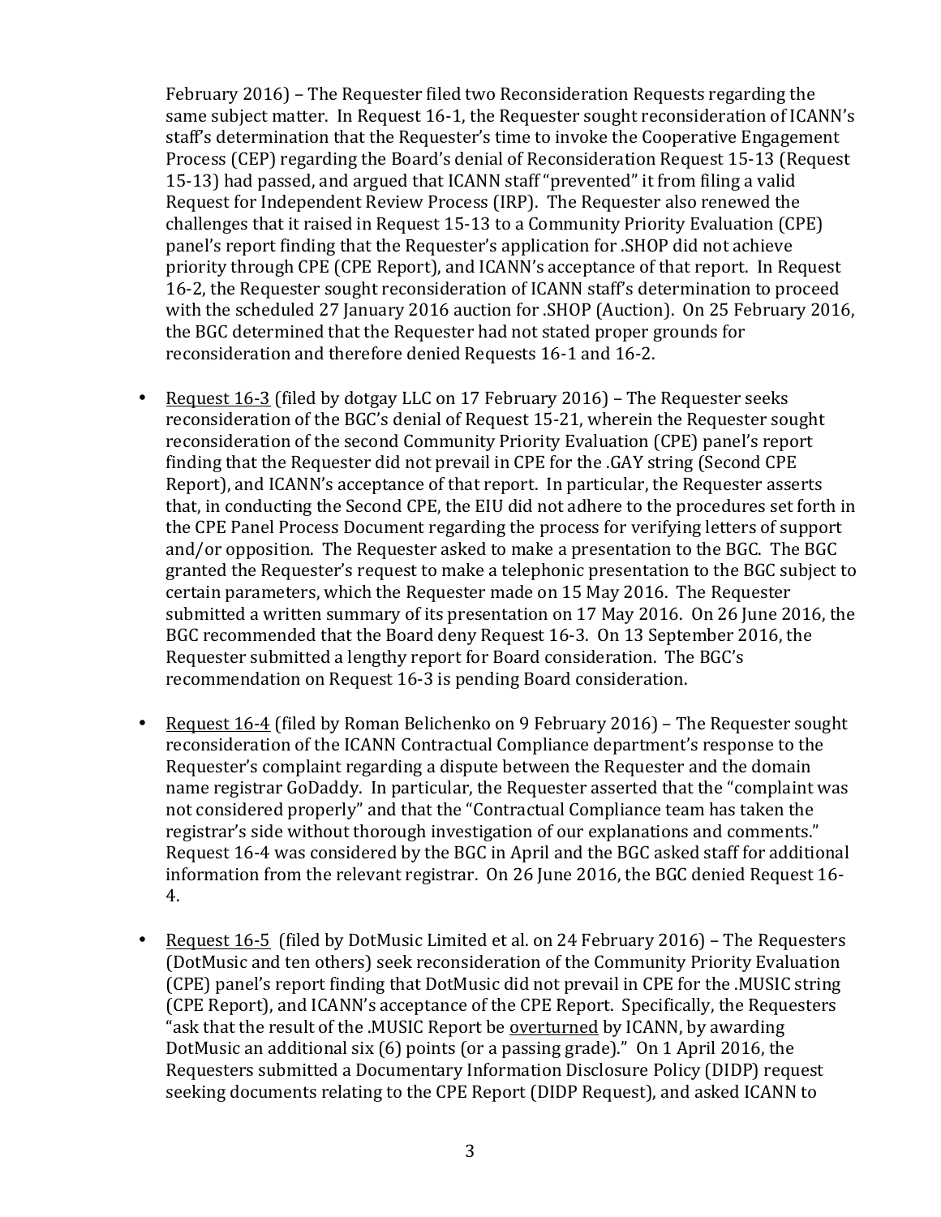February 2016) – The Requester filed two Reconsideration Requests regarding the same subject matter. In Request 16-1, the Requester sought reconsideration of ICANN's staff's determination that the Requester's time to invoke the Cooperative Engagement Process (CEP) regarding the Board's denial of Reconsideration Request 15-13 (Request 15-13) had passed, and argued that ICANN staff "prevented" it from filing a valid Request for Independent Review Process (IRP). The Requester also renewed the challenges that it raised in Request 15-13 to a Community Priority Evaluation (CPE) panel's report finding that the Requester's application for .SHOP did not achieve priority through CPE (CPE Report), and ICANN's acceptance of that report. In Request 16-2, the Requester sought reconsideration of ICANN staff's determination to proceed with the scheduled 27 January 2016 auction for .SHOP (Auction). On 25 February 2016, the BGC determined that the Requester had not stated proper grounds for reconsideration and therefore denied Requests 16-1 and 16-2.

- Request 16-3 (filed by dotgay LLC on 17 February 2016) – The Requester seeks reconsideration of the BGC's denial of Request 15-21, wherein the Requester sought reconsideration of the second Community Priority Evaluation (CPE) panel's report finding that the Requester did not prevail in CPE for the .GAY string (Second CPE Report), and ICANN's acceptance of that report. In particular, the Requester asserts that, in conducting the Second CPE, the EIU did not adhere to the procedures set forth in the CPE Panel Process Document regarding the process for verifying letters of support and/or opposition. The Requester asked to make a presentation to the BGC. The BGC granted the Requester's request to make a telephonic presentation to the BGC subject to certain parameters, which the Requester made on 15 May 2016. The Requester submitted a written summary of its presentation on 17 May 2016. On 26 June 2016, the BGC recommended that the Board deny Request 16-3. On 13 September 2016, the Requester submitted a lengthy report for Board consideration. The BGC's recommendation on Request 16-3 is pending Board consideration.

- Request 16-4 (filed by Roman Belichenko on 9 February 2016) – The Requester sought reconsideration of the ICANN Contractual Compliance department's response to the Requester's complaint regarding a dispute between the Requester and the domain name registrar GoDaddy. In particular, the Requester asserted that the "complaint was not considered properly" and that the "Contractual Compliance team has taken the registrar's side without thorough investigation of our explanations and comments." Request 16-4 was considered by the BGC in April and the BGC asked staff for additional information from the relevant registrar. On 26 June 2016, the BGC denied Request 16-4.

- Request 16-5 (filed by DotMusic Limited et al. on 24 February 2016) – The Requesters (DotMusic and ten others) seek reconsideration of the Community Priority Evaluation (CPE) panel's report finding that DotMusic did not prevail in CPE for the .MUSIC string (CPE Report), and ICANN's acceptance of the CPE Report. Specifically, the Requesters "ask that the result of the .MUSIC Report be overturned by ICANN, by awarding DotMusic an additional six (6) points (or a passing grade)." On 1 April 2016, the Requesters submitted a Documentary Information Disclosure Policy (DIDP) request seeking documents relating to the CPE Report (DIDP Request), and asked ICANN to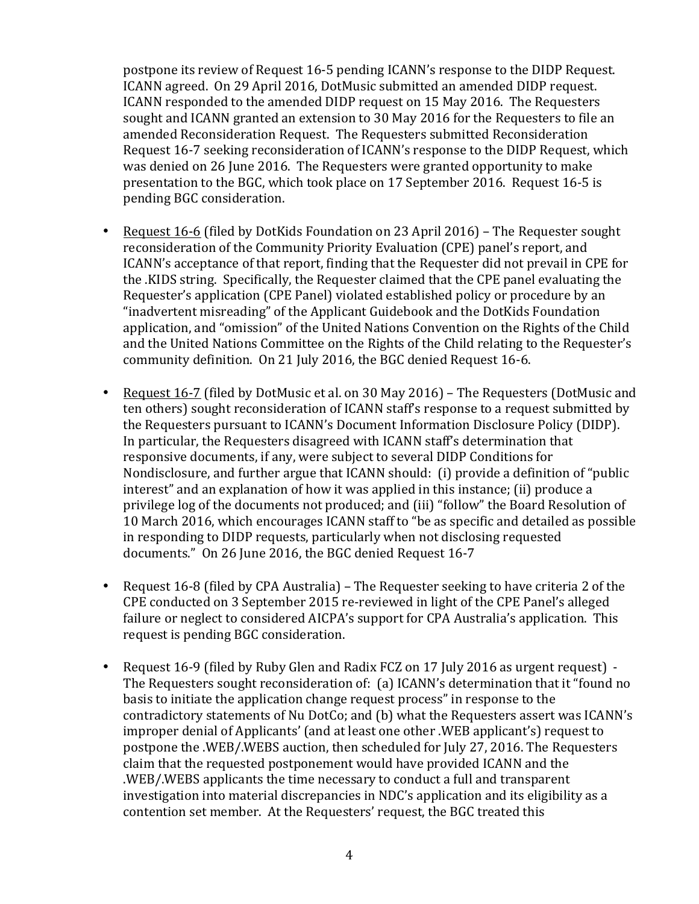postpone its review of Request 16-5 pending ICANN's response to the DIDP Request. ICANN agreed. On 29 April 2016, DotMusic submitted an amended DIDP request. ICANN responded to the amended DIDP request on 15 May 2016. The Requesters sought and ICANN granted an extension to 30 May 2016 for the Requesters to file an amended Reconsideration Request. The Requesters submitted Reconsideration Request 16-7 seeking reconsideration of ICANN's response to the DIDP Request, which was denied on 26 June 2016. The Requesters were granted opportunity to make presentation to the BGC, which took place on 17 September 2016. Request 16-5 is pending BGC consideration.

- Request 16-6 (filed by DotKids Foundation on 23 April 2016) – The Requester sought reconsideration of the Community Priority Evaluation (CPE) panel's report, and ICANN's acceptance of that report, finding that the Requester did not prevail in CPE for the .KIDS string. Specifically, the Requester claimed that the CPE panel evaluating the Requester's application (CPE Panel) violated established policy or procedure by an "inadvertent misreading" of the Applicant Guidebook and the DotKids Foundation application, and "omission" of the United Nations Convention on the Rights of the Child and the United Nations Committee on the Rights of the Child relating to the Requester's community definition. On 21 July 2016, the BGC denied Request 16-6.

- Request 16-7 (filed by DotMusic et al. on 30 May 2016) – The Requesters (DotMusic and ten others) sought reconsideration of ICANN staff's response to a request submitted by the Requesters pursuant to ICANN's Document Information Disclosure Policy (DIDP). In particular, the Requesters disagreed with ICANN staff's determination that responsive documents, if any, were subject to several DIDP Conditions for Nondisclosure, and further argue that ICANN should: (i) provide a definition of "public interest" and an explanation of how it was applied in this instance; (ii) produce a privilege log of the documents not produced; and (iii) "follow" the Board Resolution of 10 March 2016, which encourages ICANN staff to "be as specific and detailed as possible in responding to DIDP requests, particularly when not disclosing requested documents." On 26 June 2016, the BGC denied Request 16-7

- Request 16-8 (filed by CPA Australia) – The Requester seeking to have criteria 2 of the CPE conducted on 3 September 2015 re-reviewed in light of the CPE Panel's alleged failure or neglect to considered AICPA's support for CPA Australia's application. This request is pending BGC consideration.

- Request 16-9 (filed by Ruby Glen and Radix FCZ on 17 July 2016 as urgent request) - The Requesters sought reconsideration of: (a) ICANN's determination that it "found no basis to initiate the application change request process" in response to the contradictory statements of Nu DotCo; and (b) what the Requesters assert was ICANN's improper denial of Applicants' (and at least one other .WEB applicant's) request to postpone the .WEB/.WEBS auction, then scheduled for July 27, 2016. The Requesters claim that the requested postponement would have provided ICANN and the .WEB/.WEBS applicants the time necessary to conduct a full and transparent investigation into material discrepancies in NDC's application and its eligibility as a contention set member. At the Requesters' request, the BGC treated this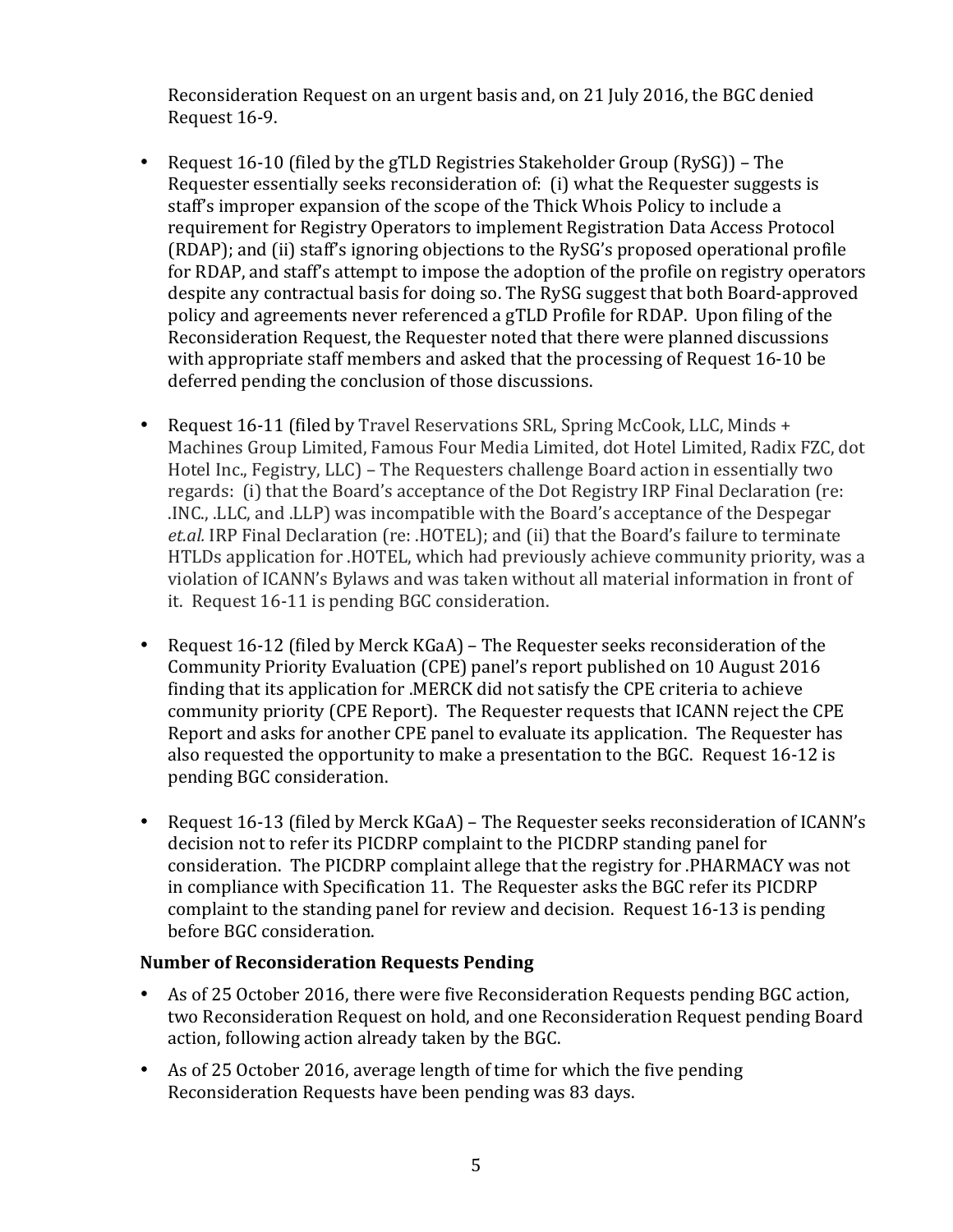Reconsideration Request on an urgent basis and, on 21 July 2016, the BGC denied Request 16-9.

- Request 16-10 (filed by the gTLD Registries Stakeholder Group (RySG)) – The Requester essentially seeks reconsideration of: (i) what the Requester suggests is staff's improper expansion of the scope of the Thick Whois Policy to include a requirement for Registry Operators to implement Registration Data Access Protocol (RDAP); and (ii) staff's ignoring objections to the RySG's proposed operational profile for RDAP, and staff's attempt to impose the adoption of the profile on registry operators despite any contractual basis for doing so. The RySG suggest that both Board-approved policy and agreements never referenced a gTLD Profile for RDAP. Upon filing of the Reconsideration Request, the Requester noted that there were planned discussions with appropriate staff members and asked that the processing of Request 16-10 be deferred pending the conclusion of those discussions.

- Request 16-11 (filed by Travel Reservations SRL, Spring McCook, LLC, Minds + Machines Group Limited, Famous Four Media Limited, dot Hotel Limited, Radix FZC, dot Hotel Inc., Fegistry, LLC) – The Requesters challenge Board action in essentially two regards: (i) that the Board's acceptance of the Dot Registry IRP Final Declaration (re: .INC., .LLC, and .LLP) was incompatible with the Board's acceptance of the Despegar *et.al.* IRP Final Declaration (re: .HOTEL); and (ii) that the Board's failure to terminate HTLDs application for .HOTEL, which had previously achieve community priority, was a violation of ICANN's Bylaws and was taken without all material information in front of it. Request 16-11 is pending BGC consideration.

- Request 16-12 (filed by Merck KGaA) – The Requester seeks reconsideration of the Community Priority Evaluation (CPE) panel's report published on 10 August 2016 finding that its application for .MERCK did not satisfy the CPE criteria to achieve community priority (CPE Report). The Requester requests that ICANN reject the CPE Report and asks for another CPE panel to evaluate its application. The Requester has also requested the opportunity to make a presentation to the BGC. Request 16-12 is pending BGC consideration.

- Request 16-13 (filed by Merck KGaA) – The Requester seeks reconsideration of ICANN's decision not to refer its PICDRP complaint to the PICDRP standing panel for consideration. The PICDRP complaint allege that the registry for .PHARMACY was not in compliance with Specification 11. The Requester asks the BGC refer its PICDRP complaint to the standing panel for review and decision. Request 16-13 is pending before BGC consideration.

**Number of Reconsideration Requests Pending**

- As of 25 October 2016, there were five Reconsideration Requests pending BGC action, two Reconsideration Request on hold, and one Reconsideration Request pending Board action, following action already taken by the BGC.

- As of 25 October 2016, average length of time for which the five pending Reconsideration Requests have been pending was 83 days.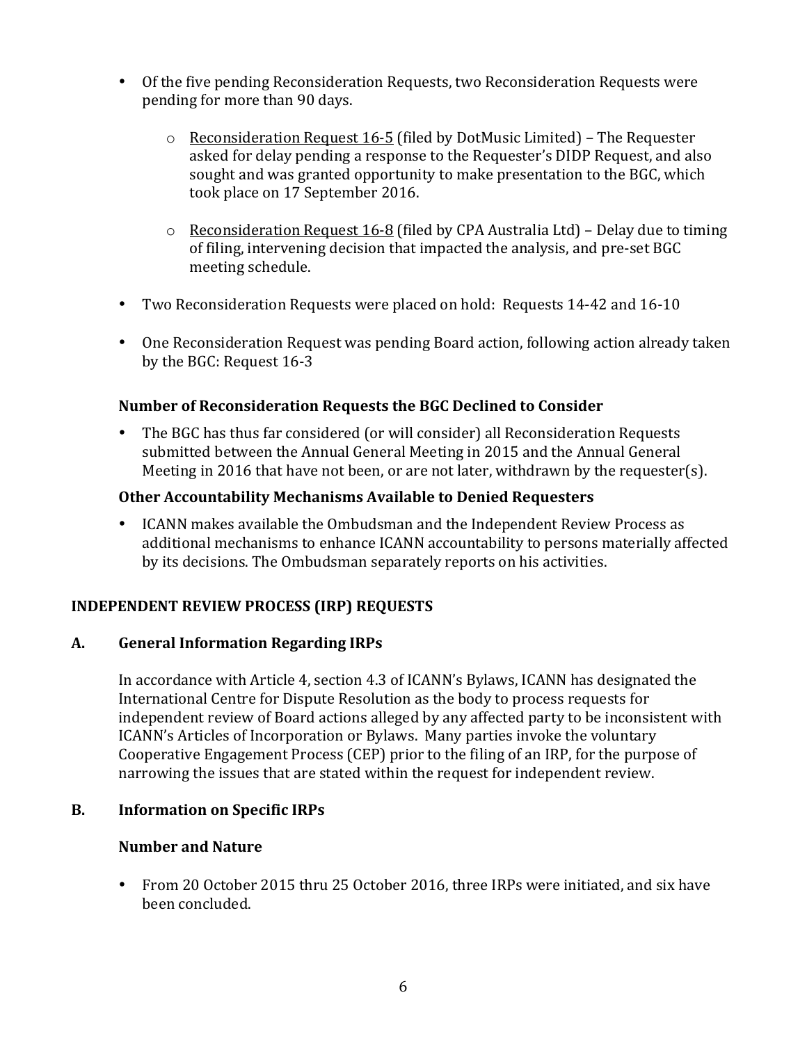- Of the five pending Reconsideration Requests, two Reconsideration Requests were pending for more than 90 days.
  - Reconsideration Request 16-5 (filed by DotMusic Limited) – The Requester asked for delay pending a response to the Requester's DIDP Request, and also sought and was granted opportunity to make presentation to the BGC, which took place on 17 September 2016.
  - Reconsideration Request 16-8 (filed by CPA Australia Ltd) – Delay due to timing of filing, intervening decision that impacted the analysis, and pre-set BGC meeting schedule.
- Two Reconsideration Requests were placed on hold: Requests 14-42 and 16-10
- One Reconsideration Request was pending Board action, following action already taken by the BGC: Request 16-3

### Number of Reconsideration Requests the BGC Declined to Consider

- The BGC has thus far considered (or will consider) all Reconsideration Requests submitted between the Annual General Meeting in 2015 and the Annual General Meeting in 2016 that have not been, or are not later, withdrawn by the requester(s).

### Other Accountability Mechanisms Available to Denied Requesters

- ICANN makes available the Ombudsman and the Independent Review Process as additional mechanisms to enhance ICANN accountability to persons materially affected by its decisions. The Ombudsman separately reports on his activities.

## INDEPENDENT REVIEW PROCESS (IRP) REQUESTS

### A. General Information Regarding IRPs

In accordance with Article 4, section 4.3 of ICANN's Bylaws, ICANN has designated the International Centre for Dispute Resolution as the body to process requests for independent review of Board actions alleged by any affected party to be inconsistent with ICANN's Articles of Incorporation or Bylaws. Many parties invoke the voluntary Cooperative Engagement Process (CEP) prior to the filing of an IRP, for the purpose of narrowing the issues that are stated within the request for independent review.

### B. Information on Specific IRPs

#### Number and Nature

- From 20 October 2015 thru 25 October 2016, three IRPs were initiated, and six have been concluded.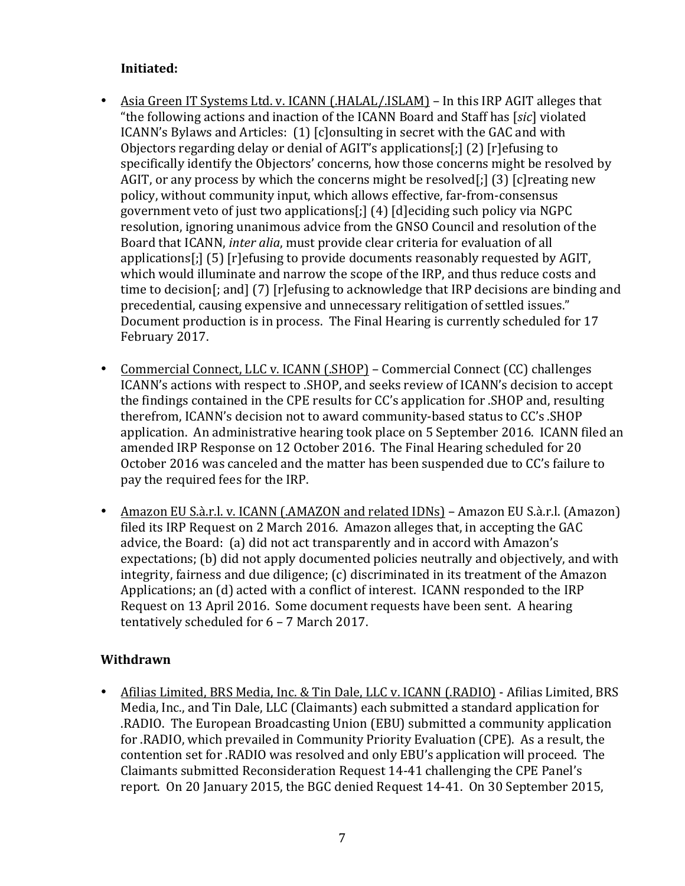**Initiated:**

- Asia Green IT Systems Ltd. v. ICANN (.HALAL/.ISLAM) – In this IRP AGIT alleges that "the following actions and inaction of the ICANN Board and Staff has [*sic*] violated ICANN's Bylaws and Articles: (1) [c]onsulting in secret with the GAC and with Objectors regarding delay or denial of AGIT's applications[;] (2) [r]efusing to specifically identify the Objectors' concerns, how those concerns might be resolved by AGIT, or any process by which the concerns might be resolved[;] (3) [c]reating new policy, without community input, which allows effective, far-from-consensus government veto of just two applications[;] (4) [d]eciding such policy via NGPC resolution, ignoring unanimous advice from the GNSO Council and resolution of the Board that ICANN, *inter alia*, must provide clear criteria for evaluation of all applications[;] (5) [r]efusing to provide documents reasonably requested by AGIT, which would illuminate and narrow the scope of the IRP, and thus reduce costs and time to decision[; and] (7) [r]efusing to acknowledge that IRP decisions are binding and precedential, causing expensive and unnecessary relitigation of settled issues." Document production is in process. The Final Hearing is currently scheduled for 17 February 2017.

- Commercial Connect, LLC v. ICANN (.SHOP) – Commercial Connect (CC) challenges ICANN's actions with respect to .SHOP, and seeks review of ICANN's decision to accept the findings contained in the CPE results for CC's application for .SHOP and, resulting therefrom, ICANN's decision not to award community-based status to CC's .SHOP application. An administrative hearing took place on 5 September 2016. ICANN filed an amended IRP Response on 12 October 2016. The Final Hearing scheduled for 20 October 2016 was canceled and the matter has been suspended due to CC's failure to pay the required fees for the IRP.

- Amazon EU S.à.r.l. v. ICANN (.AMAZON and related IDNs) – Amazon EU S.à.r.l. (Amazon) filed its IRP Request on 2 March 2016. Amazon alleges that, in accepting the GAC advice, the Board: (a) did not act transparently and in accord with Amazon's expectations; (b) did not apply documented policies neutrally and objectively, and with integrity, fairness and due diligence; (c) discriminated in its treatment of the Amazon Applications; an (d) acted with a conflict of interest. ICANN responded to the IRP Request on 13 April 2016. Some document requests have been sent. A hearing tentatively scheduled for 6 – 7 March 2017.

**Withdrawn**

- Afilias Limited, BRS Media, Inc. & Tin Dale, LLC v. ICANN (.RADIO) - Afilias Limited, BRS Media, Inc., and Tin Dale, LLC (Claimants) each submitted a standard application for .RADIO. The European Broadcasting Union (EBU) submitted a community application for .RADIO, which prevailed in Community Priority Evaluation (CPE). As a result, the contention set for .RADIO was resolved and only EBU's application will proceed. The Claimants submitted Reconsideration Request 14-41 challenging the CPE Panel's report. On 20 January 2015, the BGC denied Request 14-41. On 30 September 2015,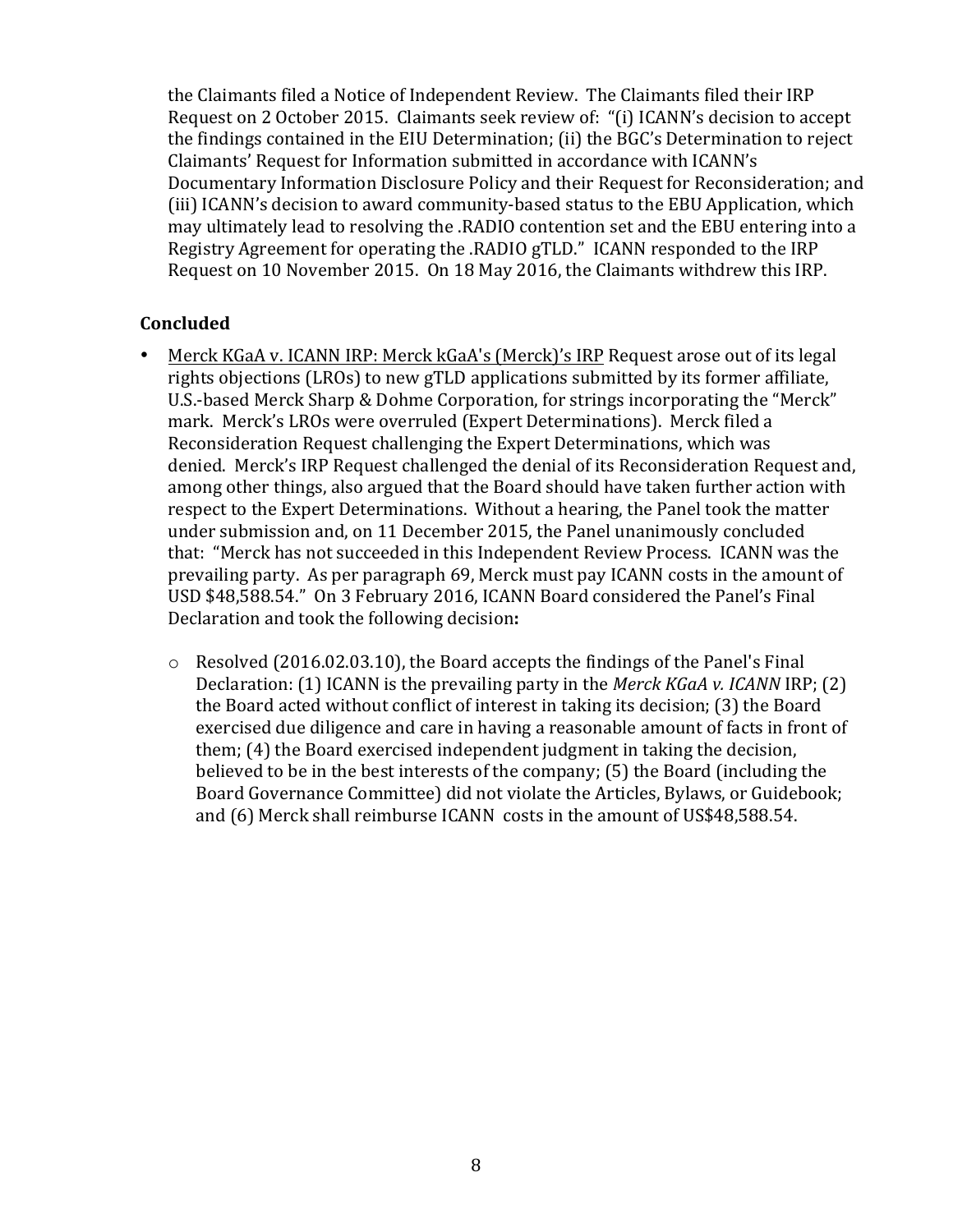the Claimants filed a Notice of Independent Review. The Claimants filed their IRP Request on 2 October 2015. Claimants seek review of: "(i) ICANN's decision to accept the findings contained in the EIU Determination; (ii) the BGC's Determination to reject Claimants' Request for Information submitted in accordance with ICANN's Documentary Information Disclosure Policy and their Request for Reconsideration; and (iii) ICANN's decision to award community-based status to the EBU Application, which may ultimately lead to resolving the .RADIO contention set and the EBU entering into a Registry Agreement for operating the .RADIO gTLD." ICANN responded to the IRP Request on 10 November 2015. On 18 May 2016, the Claimants withdrew this IRP.

**Concluded**

- Merck KGaA v. ICANN IRP: Merck kGaA's (Merck)'s IRP Request arose out of its legal rights objections (LROs) to new gTLD applications submitted by its former affiliate, U.S.-based Merck Sharp & Dohme Corporation, for strings incorporating the "Merck" mark. Merck's LROs were overruled (Expert Determinations). Merck filed a Reconsideration Request challenging the Expert Determinations, which was denied. Merck's IRP Request challenged the denial of its Reconsideration Request and, among other things, also argued that the Board should have taken further action with respect to the Expert Determinations. Without a hearing, the Panel took the matter under submission and, on 11 December 2015, the Panel unanimously concluded that: "Merck has not succeeded in this Independent Review Process. ICANN was the prevailing party. As per paragraph 69, Merck must pay ICANN costs in the amount of USD $48,588.54." On 3 February 2016, ICANN Board considered the Panel's Final Declaration and took the following decision**:**
  - Resolved (2016.02.03.10), the Board accepts the findings of the Panel's Final Declaration: (1) ICANN is the prevailing party in the *Merck KGaA v. ICANN* IRP; (2) the Board acted without conflict of interest in taking its decision; (3) the Board exercised due diligence and care in having a reasonable amount of facts in front of them; (4) the Board exercised independent judgment in taking the decision, believed to be in the best interests of the company; (5) the Board (including the Board Governance Committee) did not violate the Articles, Bylaws, or Guidebook; and (6) Merck shall reimburse ICANN costs in the amount of US$48,588.54.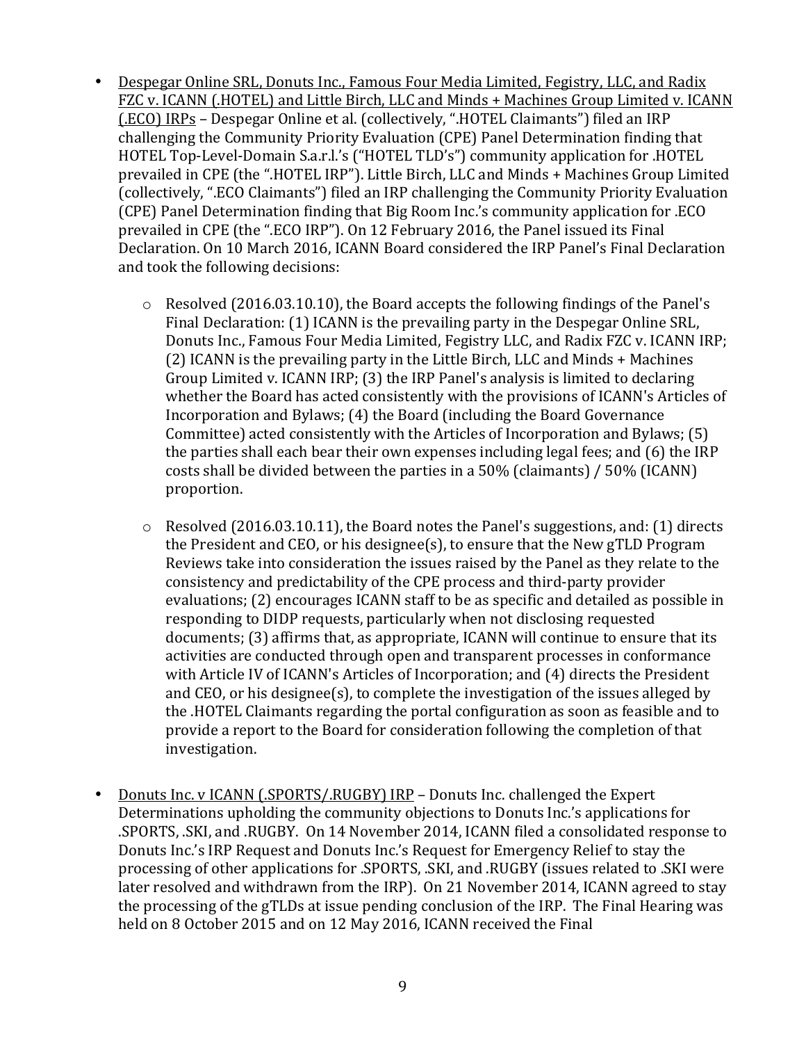- <u>Despegar Online SRL, Donuts Inc., Famous Four Media Limited, Fegistry, LLC, and Radix FZC v. ICANN (.HOTEL) and Little Birch, LLC and Minds + Machines Group Limited v. ICANN (.ECO) IRPs</u> – Despegar Online et al. (collectively, ".HOTEL Claimants") filed an IRP challenging the Community Priority Evaluation (CPE) Panel Determination finding that HOTEL Top-Level-Domain S.a.r.l.'s ("HOTEL TLD's") community application for .HOTEL prevailed in CPE (the ".HOTEL IRP"). Little Birch, LLC and Minds + Machines Group Limited (collectively, ".ECO Claimants") filed an IRP challenging the Community Priority Evaluation (CPE) Panel Determination finding that Big Room Inc.'s community application for .ECO prevailed in CPE (the ".ECO IRP"). On 12 February 2016, the Panel issued its Final Declaration. On 10 March 2016, ICANN Board considered the IRP Panel's Final Declaration and took the following decisions:

    - Resolved (2016.03.10.10), the Board accepts the following findings of the Panel's Final Declaration: (1) ICANN is the prevailing party in the Despegar Online SRL, Donuts Inc., Famous Four Media Limited, Fegistry LLC, and Radix FZC v. ICANN IRP; (2) ICANN is the prevailing party in the Little Birch, LLC and Minds + Machines Group Limited v. ICANN IRP; (3) the IRP Panel's analysis is limited to declaring whether the Board has acted consistently with the provisions of ICANN's Articles of Incorporation and Bylaws; (4) the Board (including the Board Governance Committee) acted consistently with the Articles of Incorporation and Bylaws; (5) the parties shall each bear their own expenses including legal fees; and (6) the IRP costs shall be divided between the parties in a 50% (claimants) / 50% (ICANN) proportion.

    - Resolved (2016.03.10.11), the Board notes the Panel's suggestions, and: (1) directs the President and CEO, or his designee(s), to ensure that the New gTLD Program Reviews take into consideration the issues raised by the Panel as they relate to the consistency and predictability of the CPE process and third-party provider evaluations; (2) encourages ICANN staff to be as specific and detailed as possible in responding to DIDP requests, particularly when not disclosing requested documents; (3) affirms that, as appropriate, ICANN will continue to ensure that its activities are conducted through open and transparent processes in conformance with Article IV of ICANN's Articles of Incorporation; and (4) directs the President and CEO, or his designee(s), to complete the investigation of the issues alleged by the .HOTEL Claimants regarding the portal configuration as soon as feasible and to provide a report to the Board for consideration following the completion of that investigation.

- <u>Donuts Inc. v ICANN (.SPORTS/.RUGBY) IRP</u> – Donuts Inc. challenged the Expert Determinations upholding the community objections to Donuts Inc.'s applications for .SPORTS, .SKI, and .RUGBY. On 14 November 2014, ICANN filed a consolidated response to Donuts Inc.'s IRP Request and Donuts Inc.'s Request for Emergency Relief to stay the processing of other applications for .SPORTS, .SKI, and .RUGBY (issues related to .SKI were later resolved and withdrawn from the IRP). On 21 November 2014, ICANN agreed to stay the processing of the gTLDs at issue pending conclusion of the IRP. The Final Hearing was held on 8 October 2015 and on 12 May 2016, ICANN received the Final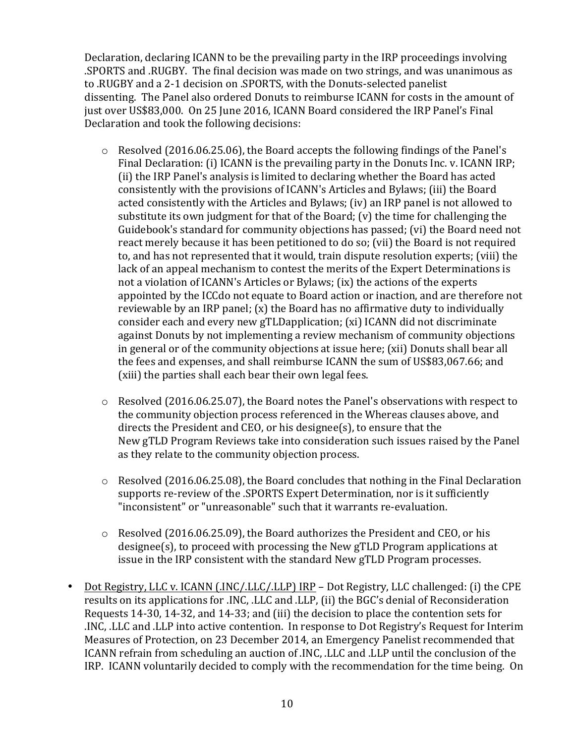Declaration, declaring ICANN to be the prevailing party in the IRP proceedings involving .SPORTS and .RUGBY. The final decision was made on two strings, and was unanimous as to .RUGBY and a 2-1 decision on .SPORTS, with the Donuts-selected panelist dissenting. The Panel also ordered Donuts to reimburse ICANN for costs in the amount of just over US$83,000. On 25 June 2016, ICANN Board considered the IRP Panel's Final Declaration and took the following decisions:

- Resolved (2016.06.25.06), the Board accepts the following findings of the Panel's Final Declaration: (i) ICANN is the prevailing party in the Donuts Inc. v. ICANN IRP; (ii) the IRP Panel's analysis is limited to declaring whether the Board has acted consistently with the provisions of ICANN's Articles and Bylaws; (iii) the Board acted consistently with the Articles and Bylaws; (iv) an IRP panel is not allowed to substitute its own judgment for that of the Board; (v) the time for challenging the Guidebook's standard for community objections has passed; (vi) the Board need not react merely because it has been petitioned to do so; (vii) the Board is not required to, and has not represented that it would, train dispute resolution experts; (viii) the lack of an appeal mechanism to contest the merits of the Expert Determinations is not a violation of ICANN's Articles or Bylaws; (ix) the actions of the experts appointed by the ICCdo not equate to Board action or inaction, and are therefore not reviewable by an IRP panel; (x) the Board has no affirmative duty to individually consider each and every new gTLDapplication; (xi) ICANN did not discriminate against Donuts by not implementing a review mechanism of community objections in general or of the community objections at issue here; (xii) Donuts shall bear all the fees and expenses, and shall reimburse ICANN the sum of US$83,067.66; and (xiii) the parties shall each bear their own legal fees.

- Resolved (2016.06.25.07), the Board notes the Panel's observations with respect to the community objection process referenced in the Whereas clauses above, and directs the President and CEO, or his designee(s), to ensure that the New gTLD Program Reviews take into consideration such issues raised by the Panel as they relate to the community objection process.

- Resolved (2016.06.25.08), the Board concludes that nothing in the Final Declaration supports re-review of the .SPORTS Expert Determination, nor is it sufficiently "inconsistent" or "unreasonable" such that it warrants re-evaluation.

- Resolved (2016.06.25.09), the Board authorizes the President and CEO, or his designee(s), to proceed with processing the New gTLD Program applications at issue in the IRP consistent with the standard New gTLD Program processes.

- Dot Registry, LLC v. ICANN (.INC/.LLC/.LLP) IRP – Dot Registry, LLC challenged: (i) the CPE results on its applications for .INC, .LLC and .LLP, (ii) the BGC's denial of Reconsideration Requests 14-30, 14-32, and 14-33; and (iii) the decision to place the contention sets for .INC, .LLC and .LLP into active contention. In response to Dot Registry's Request for Interim Measures of Protection, on 23 December 2014, an Emergency Panelist recommended that ICANN refrain from scheduling an auction of .INC, .LLC and .LLP until the conclusion of the IRP. ICANN voluntarily decided to comply with the recommendation for the time being. On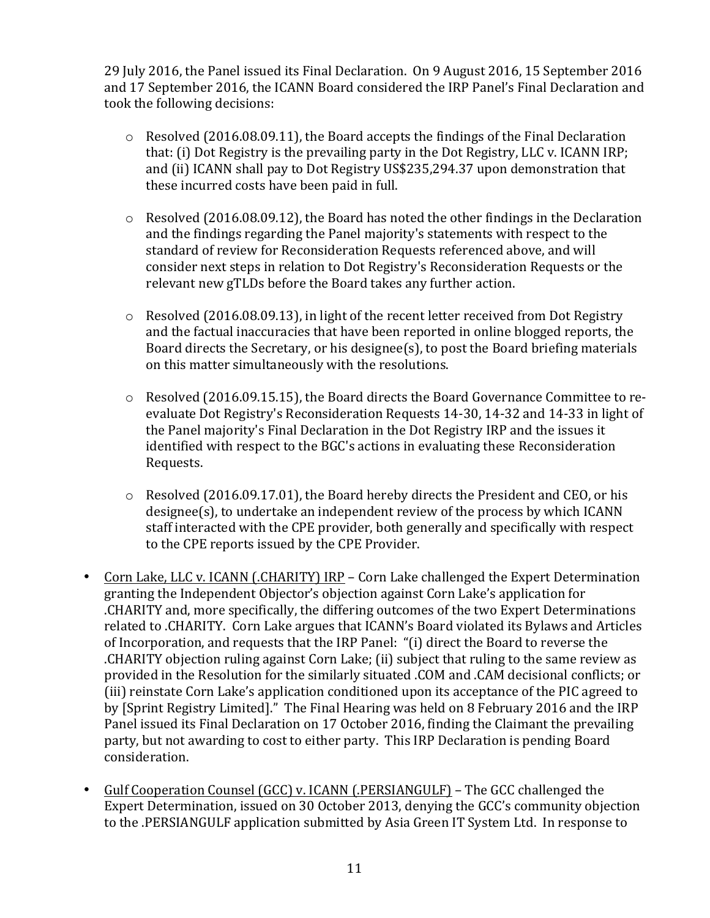29 July 2016, the Panel issued its Final Declaration. On 9 August 2016, 15 September 2016 and 17 September 2016, the ICANN Board considered the IRP Panel's Final Declaration and took the following decisions:

- Resolved (2016.08.09.11), the Board accepts the findings of the Final Declaration that: (i) Dot Registry is the prevailing party in the Dot Registry, LLC v. ICANN IRP; and (ii) ICANN shall pay to Dot Registry US$235,294.37 upon demonstration that these incurred costs have been paid in full.

- Resolved (2016.08.09.12), the Board has noted the other findings in the Declaration and the findings regarding the Panel majority's statements with respect to the standard of review for Reconsideration Requests referenced above, and will consider next steps in relation to Dot Registry's Reconsideration Requests or the relevant new gTLDs before the Board takes any further action.

- Resolved (2016.08.09.13), in light of the recent letter received from Dot Registry and the factual inaccuracies that have been reported in online blogged reports, the Board directs the Secretary, or his designee(s), to post the Board briefing materials on this matter simultaneously with the resolutions.

- Resolved (2016.09.15.15), the Board directs the Board Governance Committee to re-evaluate Dot Registry's Reconsideration Requests 14-30, 14-32 and 14-33 in light of the Panel majority's Final Declaration in the Dot Registry IRP and the issues it identified with respect to the BGC's actions in evaluating these Reconsideration Requests.

- Resolved (2016.09.17.01), the Board hereby directs the President and CEO, or his designee(s), to undertake an independent review of the process by which ICANN staff interacted with the CPE provider, both generally and specifically with respect to the CPE reports issued by the CPE Provider.

- Corn Lake, LLC v. ICANN (.CHARITY) IRP – Corn Lake challenged the Expert Determination granting the Independent Objector's objection against Corn Lake's application for .CHARITY and, more specifically, the differing outcomes of the two Expert Determinations related to .CHARITY. Corn Lake argues that ICANN's Board violated its Bylaws and Articles of Incorporation, and requests that the IRP Panel: "(i) direct the Board to reverse the .CHARITY objection ruling against Corn Lake; (ii) subject that ruling to the same review as provided in the Resolution for the similarly situated .COM and .CAM decisional conflicts; or (iii) reinstate Corn Lake's application conditioned upon its acceptance of the PIC agreed to by [Sprint Registry Limited]." The Final Hearing was held on 8 February 2016 and the IRP Panel issued its Final Declaration on 17 October 2016, finding the Claimant the prevailing party, but not awarding to cost to either party. This IRP Declaration is pending Board consideration.

- Gulf Cooperation Counsel (GCC) v. ICANN (.PERSIANGULF) – The GCC challenged the Expert Determination, issued on 30 October 2013, denying the GCC's community objection to the .PERSIANGULF application submitted by Asia Green IT System Ltd. In response to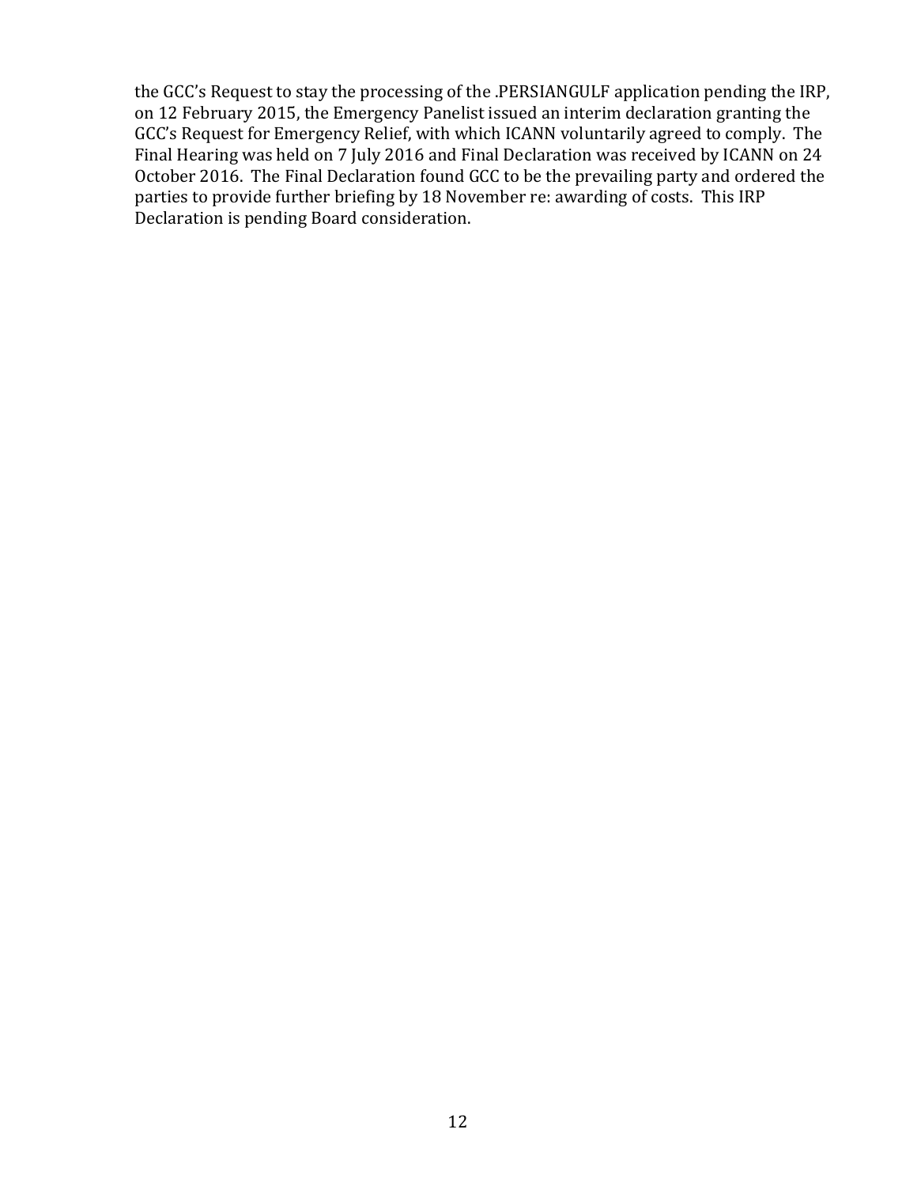the GCC's Request to stay the processing of the .PERSIANGULF application pending the IRP, on 12 February 2015, the Emergency Panelist issued an interim declaration granting the GCC's Request for Emergency Relief, with which ICANN voluntarily agreed to comply. The Final Hearing was held on 7 July 2016 and Final Declaration was received by ICANN on 24 October 2016. The Final Declaration found GCC to be the prevailing party and ordered the parties to provide further briefing by 18 November re: awarding of costs. This IRP Declaration is pending Board consideration.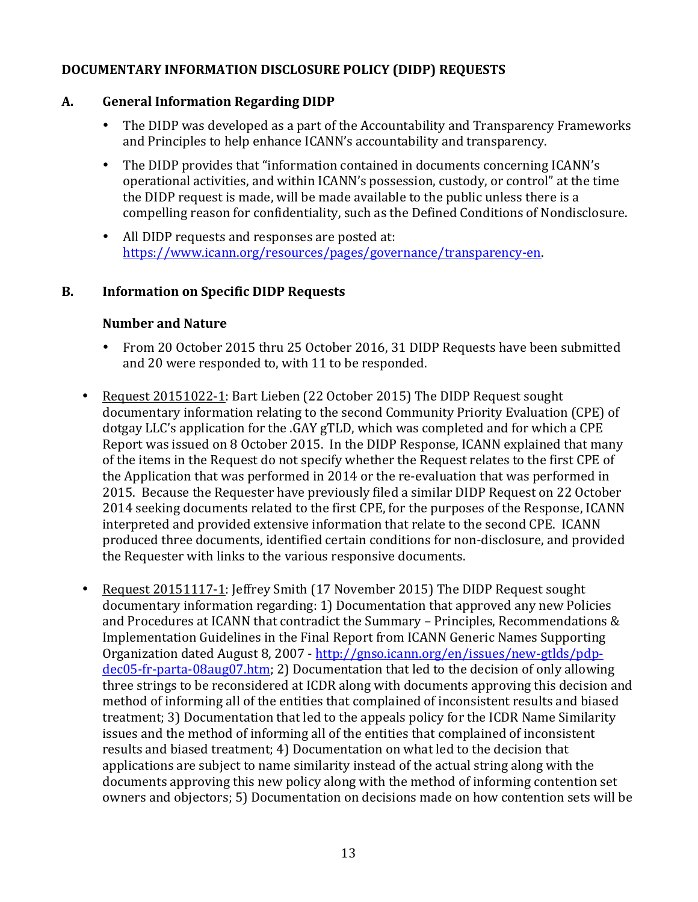## DOCUMENTARY INFORMATION DISCLOSURE POLICY (DIDP) REQUESTS

### A. General Information Regarding DIDP

- The DIDP was developed as a part of the Accountability and Transparency Frameworks and Principles to help enhance ICANN's accountability and transparency.
- The DIDP provides that "information contained in documents concerning ICANN's operational activities, and within ICANN's possession, custody, or control" at the time the DIDP request is made, will be made available to the public unless there is a compelling reason for confidentiality, such as the Defined Conditions of Nondisclosure.
- All DIDP requests and responses are posted at: https://www.icann.org/resources/pages/governance/transparency-en.

### B. Information on Specific DIDP Requests

**Number and Nature**

- From 20 October 2015 thru 25 October 2016, 31 DIDP Requests have been submitted and 20 were responded to, with 11 to be responded.

- Request 20151022-1: Bart Lieben (22 October 2015) The DIDP Request sought documentary information relating to the second Community Priority Evaluation (CPE) of dotgay LLC's application for the .GAY gTLD, which was completed and for which a CPE Report was issued on 8 October 2015. In the DIDP Response, ICANN explained that many of the items in the Request do not specify whether the Request relates to the first CPE of the Application that was performed in 2014 or the re-evaluation that was performed in 2015. Because the Requester have previously filed a similar DIDP Request on 22 October 2014 seeking documents related to the first CPE, for the purposes of the Response, ICANN interpreted and provided extensive information that relate to the second CPE. ICANN produced three documents, identified certain conditions for non-disclosure, and provided the Requester with links to the various responsive documents.

- Request 20151117-1: Jeffrey Smith (17 November 2015) The DIDP Request sought documentary information regarding: 1) Documentation that approved any new Policies and Procedures at ICANN that contradict the Summary – Principles, Recommendations & Implementation Guidelines in the Final Report from ICANN Generic Names Supporting Organization dated August 8, 2007 - http://gnso.icann.org/en/issues/new-gtlds/pdp-dec05-fr-parta-08aug07.htm; 2) Documentation that led to the decision of only allowing three strings to be reconsidered at ICDR along with documents approving this decision and method of informing all of the entities that complained of inconsistent results and biased treatment; 3) Documentation that led to the appeals policy for the ICDR Name Similarity issues and the method of informing all of the entities that complained of inconsistent results and biased treatment; 4) Documentation on what led to the decision that applications are subject to name similarity instead of the actual string along with the documents approving this new policy along with the method of informing contention set owners and objectors; 5) Documentation on decisions made on how contention sets will be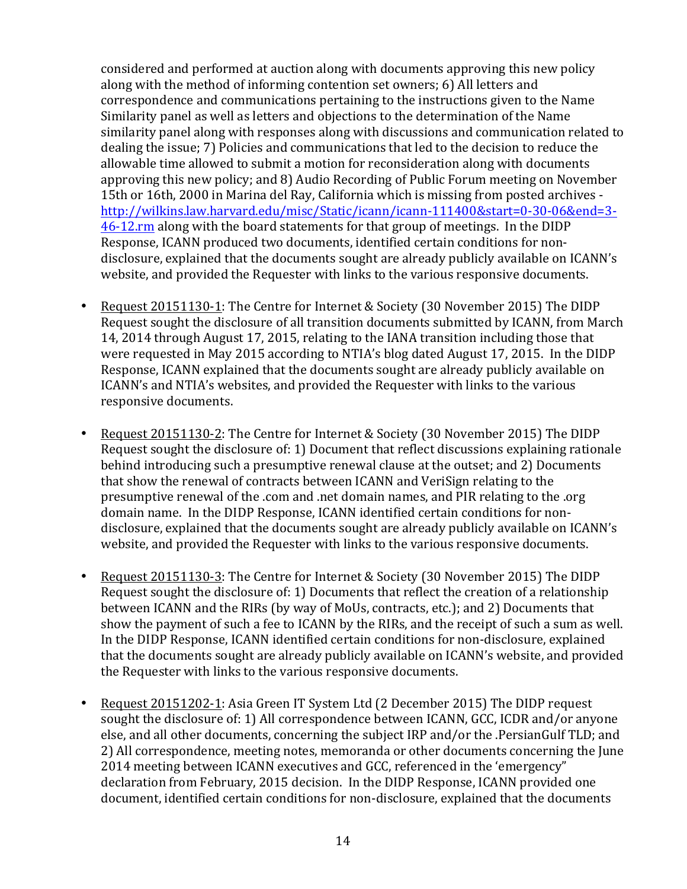considered and performed at auction along with documents approving this new policy along with the method of informing contention set owners; 6) All letters and correspondence and communications pertaining to the instructions given to the Name Similarity panel as well as letters and objections to the determination of the Name similarity panel along with responses along with discussions and communication related to dealing the issue; 7) Policies and communications that led to the decision to reduce the allowable time allowed to submit a motion for reconsideration along with documents approving this new policy; and 8) Audio Recording of Public Forum meeting on November 15th or 16th, 2000 in Marina del Ray, California which is missing from posted archives - http://wilkins.law.harvard.edu/misc/Static/icann/icann-111400&start=0-30-06&end=3-46-12.rm along with the board statements for that group of meetings. In the DIDP Response, ICANN produced two documents, identified certain conditions for non-disclosure, explained that the documents sought are already publicly available on ICANN's website, and provided the Requester with links to the various responsive documents.

- Request 20151130-1: The Centre for Internet & Society (30 November 2015) The DIDP Request sought the disclosure of all transition documents submitted by ICANN, from March 14, 2014 through August 17, 2015, relating to the IANA transition including those that were requested in May 2015 according to NTIA's blog dated August 17, 2015. In the DIDP Response, ICANN explained that the documents sought are already publicly available on ICANN's and NTIA's websites, and provided the Requester with links to the various responsive documents.

- Request 20151130-2: The Centre for Internet & Society (30 November 2015) The DIDP Request sought the disclosure of: 1) Document that reflect discussions explaining rationale behind introducing such a presumptive renewal clause at the outset; and 2) Documents that show the renewal of contracts between ICANN and VeriSign relating to the presumptive renewal of the .com and .net domain names, and PIR relating to the .org domain name. In the DIDP Response, ICANN identified certain conditions for non-disclosure, explained that the documents sought are already publicly available on ICANN's website, and provided the Requester with links to the various responsive documents.

- Request 20151130-3: The Centre for Internet & Society (30 November 2015) The DIDP Request sought the disclosure of: 1) Documents that reflect the creation of a relationship between ICANN and the RIRs (by way of MoUs, contracts, etc.); and 2) Documents that show the payment of such a fee to ICANN by the RIRs, and the receipt of such a sum as well. In the DIDP Response, ICANN identified certain conditions for non-disclosure, explained that the documents sought are already publicly available on ICANN's website, and provided the Requester with links to the various responsive documents.

- Request 20151202-1: Asia Green IT System Ltd (2 December 2015) The DIDP request sought the disclosure of: 1) All correspondence between ICANN, GCC, ICDR and/or anyone else, and all other documents, concerning the subject IRP and/or the .PersianGulf TLD; and 2) All correspondence, meeting notes, memoranda or other documents concerning the June 2014 meeting between ICANN executives and GCC, referenced in the 'emergency" declaration from February, 2015 decision. In the DIDP Response, ICANN provided one document, identified certain conditions for non-disclosure, explained that the documents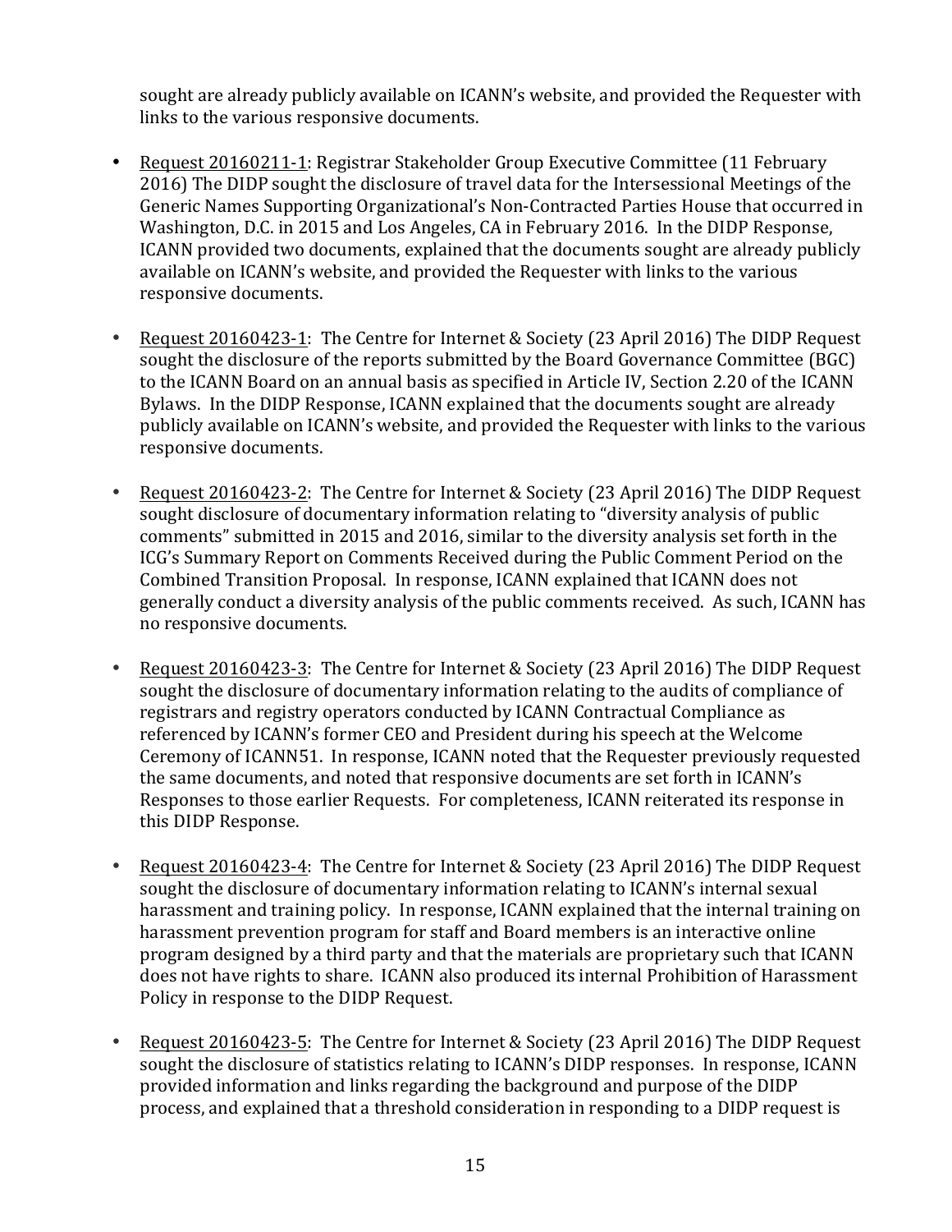sought are already publicly available on ICANN's website, and provided the Requester with links to the various responsive documents.

- Request 20160211-1: Registrar Stakeholder Group Executive Committee (11 February 2016) The DIDP sought the disclosure of travel data for the Intersessional Meetings of the Generic Names Supporting Organizational's Non-Contracted Parties House that occurred in Washington, D.C. in 2015 and Los Angeles, CA in February 2016. In the DIDP Response, ICANN provided two documents, explained that the documents sought are already publicly available on ICANN's website, and provided the Requester with links to the various responsive documents.

- Request 20160423-1: The Centre for Internet & Society (23 April 2016) The DIDP Request sought the disclosure of the reports submitted by the Board Governance Committee (BGC) to the ICANN Board on an annual basis as specified in Article IV, Section 2.20 of the ICANN Bylaws. In the DIDP Response, ICANN explained that the documents sought are already publicly available on ICANN's website, and provided the Requester with links to the various responsive documents.

- Request 20160423-2: The Centre for Internet & Society (23 April 2016) The DIDP Request sought disclosure of documentary information relating to "diversity analysis of public comments" submitted in 2015 and 2016, similar to the diversity analysis set forth in the ICG's Summary Report on Comments Received during the Public Comment Period on the Combined Transition Proposal. In response, ICANN explained that ICANN does not generally conduct a diversity analysis of the public comments received. As such, ICANN has no responsive documents.

- Request 20160423-3: The Centre for Internet & Society (23 April 2016) The DIDP Request sought the disclosure of documentary information relating to the audits of compliance of registrars and registry operators conducted by ICANN Contractual Compliance as referenced by ICANN's former CEO and President during his speech at the Welcome Ceremony of ICANN51. In response, ICANN noted that the Requester previously requested the same documents, and noted that responsive documents are set forth in ICANN's Responses to those earlier Requests. For completeness, ICANN reiterated its response in this DIDP Response.

- Request 20160423-4: The Centre for Internet & Society (23 April 2016) The DIDP Request sought the disclosure of documentary information relating to ICANN's internal sexual harassment and training policy. In response, ICANN explained that the internal training on harassment prevention program for staff and Board members is an interactive online program designed by a third party and that the materials are proprietary such that ICANN does not have rights to share. ICANN also produced its internal Prohibition of Harassment Policy in response to the DIDP Request.

- Request 20160423-5: The Centre for Internet & Society (23 April 2016) The DIDP Request sought the disclosure of statistics relating to ICANN's DIDP responses. In response, ICANN provided information and links regarding the background and purpose of the DIDP process, and explained that a threshold consideration in responding to a DIDP request is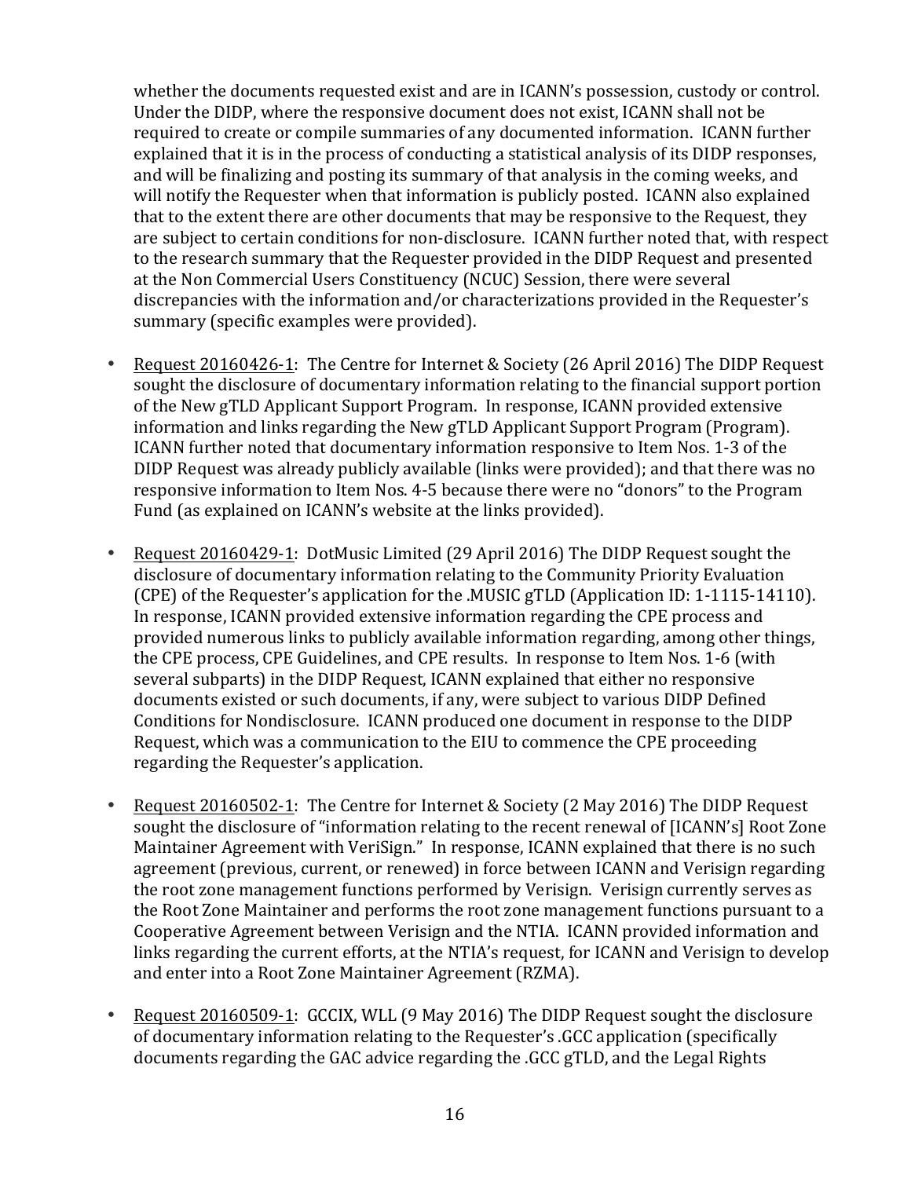whether the documents requested exist and are in ICANN's possession, custody or control. Under the DIDP, where the responsive document does not exist, ICANN shall not be required to create or compile summaries of any documented information. ICANN further explained that it is in the process of conducting a statistical analysis of its DIDP responses, and will be finalizing and posting its summary of that analysis in the coming weeks, and will notify the Requester when that information is publicly posted. ICANN also explained that to the extent there are other documents that may be responsive to the Request, they are subject to certain conditions for non-disclosure. ICANN further noted that, with respect to the research summary that the Requester provided in the DIDP Request and presented at the Non Commercial Users Constituency (NCUC) Session, there were several discrepancies with the information and/or characterizations provided in the Requester's summary (specific examples were provided).

- Request 20160426-1: The Centre for Internet & Society (26 April 2016) The DIDP Request sought the disclosure of documentary information relating to the financial support portion of the New gTLD Applicant Support Program. In response, ICANN provided extensive information and links regarding the New gTLD Applicant Support Program (Program). ICANN further noted that documentary information responsive to Item Nos. 1-3 of the DIDP Request was already publicly available (links were provided); and that there was no responsive information to Item Nos. 4-5 because there were no "donors" to the Program Fund (as explained on ICANN's website at the links provided).

- Request 20160429-1: DotMusic Limited (29 April 2016) The DIDP Request sought the disclosure of documentary information relating to the Community Priority Evaluation (CPE) of the Requester's application for the .MUSIC gTLD (Application ID: 1-1115-14110). In response, ICANN provided extensive information regarding the CPE process and provided numerous links to publicly available information regarding, among other things, the CPE process, CPE Guidelines, and CPE results. In response to Item Nos. 1-6 (with several subparts) in the DIDP Request, ICANN explained that either no responsive documents existed or such documents, if any, were subject to various DIDP Defined Conditions for Nondisclosure. ICANN produced one document in response to the DIDP Request, which was a communication to the EIU to commence the CPE proceeding regarding the Requester's application.

- Request 20160502-1: The Centre for Internet & Society (2 May 2016) The DIDP Request sought the disclosure of "information relating to the recent renewal of [ICANN's] Root Zone Maintainer Agreement with VeriSign." In response, ICANN explained that there is no such agreement (previous, current, or renewed) in force between ICANN and Verisign regarding the root zone management functions performed by Verisign. Verisign currently serves as the Root Zone Maintainer and performs the root zone management functions pursuant to a Cooperative Agreement between Verisign and the NTIA. ICANN provided information and links regarding the current efforts, at the NTIA's request, for ICANN and Verisign to develop and enter into a Root Zone Maintainer Agreement (RZMA).

- Request 20160509-1: GCCIX, WLL (9 May 2016) The DIDP Request sought the disclosure of documentary information relating to the Requester's .GCC application (specifically documents regarding the GAC advice regarding the .GCC gTLD, and the Legal Rights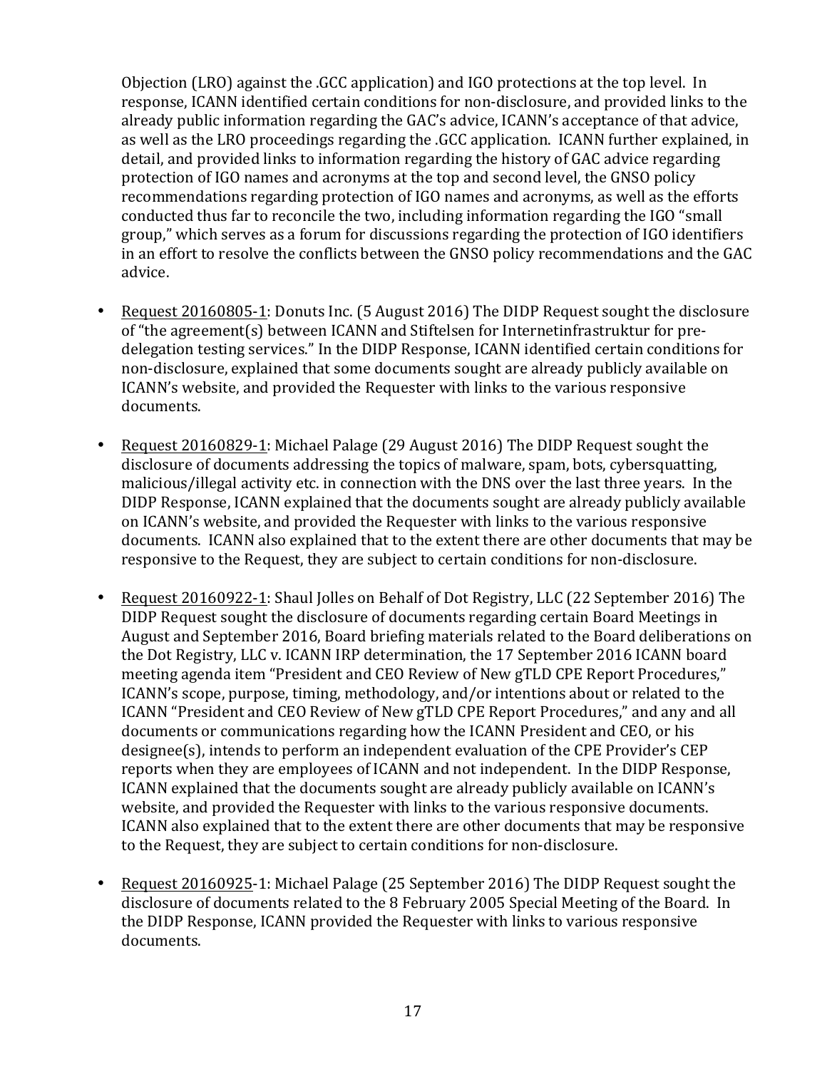Objection (LRO) against the .GCC application) and IGO protections at the top level. In response, ICANN identified certain conditions for non-disclosure, and provided links to the already public information regarding the GAC's advice, ICANN's acceptance of that advice, as well as the LRO proceedings regarding the .GCC application. ICANN further explained, in detail, and provided links to information regarding the history of GAC advice regarding protection of IGO names and acronyms at the top and second level, the GNSO policy recommendations regarding protection of IGO names and acronyms, as well as the efforts conducted thus far to reconcile the two, including information regarding the IGO "small group," which serves as a forum for discussions regarding the protection of IGO identifiers in an effort to resolve the conflicts between the GNSO policy recommendations and the GAC advice.

- Request 20160805-1: Donuts Inc. (5 August 2016) The DIDP Request sought the disclosure of "the agreement(s) between ICANN and Stiftelsen for Internetinfrastruktur for pre-delegation testing services." In the DIDP Response, ICANN identified certain conditions for non-disclosure, explained that some documents sought are already publicly available on ICANN's website, and provided the Requester with links to the various responsive documents.

- Request 20160829-1: Michael Palage (29 August 2016) The DIDP Request sought the disclosure of documents addressing the topics of malware, spam, bots, cybersquatting, malicious/illegal activity etc. in connection with the DNS over the last three years. In the DIDP Response, ICANN explained that the documents sought are already publicly available on ICANN's website, and provided the Requester with links to the various responsive documents. ICANN also explained that to the extent there are other documents that may be responsive to the Request, they are subject to certain conditions for non-disclosure.

- Request 20160922-1: Shaul Jolles on Behalf of Dot Registry, LLC (22 September 2016) The DIDP Request sought the disclosure of documents regarding certain Board Meetings in August and September 2016, Board briefing materials related to the Board deliberations on the Dot Registry, LLC v. ICANN IRP determination, the 17 September 2016 ICANN board meeting agenda item "President and CEO Review of New gTLD CPE Report Procedures," ICANN's scope, purpose, timing, methodology, and/or intentions about or related to the ICANN "President and CEO Review of New gTLD CPE Report Procedures," and any and all documents or communications regarding how the ICANN President and CEO, or his designee(s), intends to perform an independent evaluation of the CPE Provider's CEP reports when they are employees of ICANN and not independent. In the DIDP Response, ICANN explained that the documents sought are already publicly available on ICANN's website, and provided the Requester with links to the various responsive documents. ICANN also explained that to the extent there are other documents that may be responsive to the Request, they are subject to certain conditions for non-disclosure.

- Request 20160925-1: Michael Palage (25 September 2016) The DIDP Request sought the disclosure of documents related to the 8 February 2005 Special Meeting of the Board. In the DIDP Response, ICANN provided the Requester with links to various responsive documents.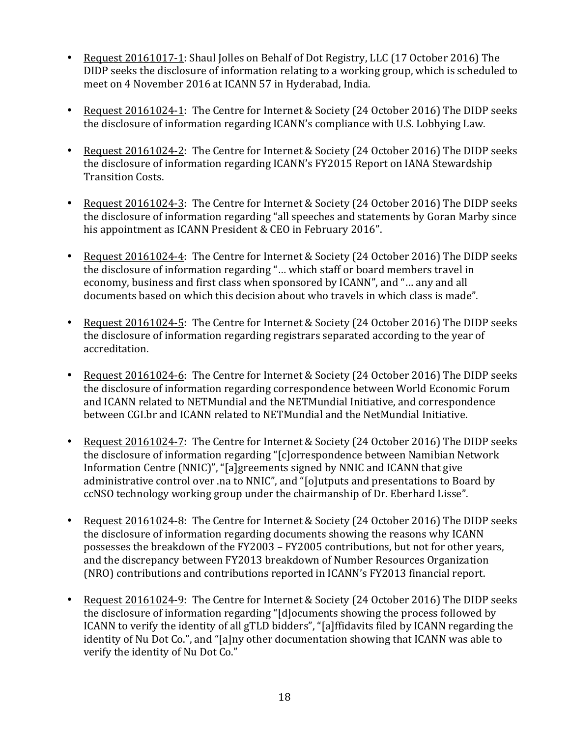- Request 20161017-1: Shaul Jolles on Behalf of Dot Registry, LLC (17 October 2016) The DIDP seeks the disclosure of information relating to a working group, which is scheduled to meet on 4 November 2016 at ICANN 57 in Hyderabad, India.

- Request 20161024-1: The Centre for Internet & Society (24 October 2016) The DIDP seeks the disclosure of information regarding ICANN's compliance with U.S. Lobbying Law.

- Request 20161024-2: The Centre for Internet & Society (24 October 2016) The DIDP seeks the disclosure of information regarding ICANN's FY2015 Report on IANA Stewardship Transition Costs.

- Request 20161024-3: The Centre for Internet & Society (24 October 2016) The DIDP seeks the disclosure of information regarding "all speeches and statements by Goran Marby since his appointment as ICANN President & CEO in February 2016".

- Request 20161024-4: The Centre for Internet & Society (24 October 2016) The DIDP seeks the disclosure of information regarding "… which staff or board members travel in economy, business and first class when sponsored by ICANN", and "… any and all documents based on which this decision about who travels in which class is made".

- Request 20161024-5: The Centre for Internet & Society (24 October 2016) The DIDP seeks the disclosure of information regarding registrars separated according to the year of accreditation.

- Request 20161024-6: The Centre for Internet & Society (24 October 2016) The DIDP seeks the disclosure of information regarding correspondence between World Economic Forum and ICANN related to NETMundial and the NETMundial Initiative, and correspondence between CGI.br and ICANN related to NETMundial and the NetMundial Initiative.

- Request 20161024-7: The Centre for Internet & Society (24 October 2016) The DIDP seeks the disclosure of information regarding "[c]orrespondence between Namibian Network Information Centre (NNIC)", "[a]greements signed by NNIC and ICANN that give administrative control over .na to NNIC", and "[o]utputs and presentations to Board by ccNSO technology working group under the chairmanship of Dr. Eberhard Lisse".

- Request 20161024-8: The Centre for Internet & Society (24 October 2016) The DIDP seeks the disclosure of information regarding documents showing the reasons why ICANN possesses the breakdown of the FY2003 – FY2005 contributions, but not for other years, and the discrepancy between FY2013 breakdown of Number Resources Organization (NRO) contributions and contributions reported in ICANN's FY2013 financial report.

- Request 20161024-9: The Centre for Internet & Society (24 October 2016) The DIDP seeks the disclosure of information regarding "[d]ocuments showing the process followed by ICANN to verify the identity of all gTLD bidders", "[a]ffidavits filed by ICANN regarding the identity of Nu Dot Co.", and "[a]ny other documentation showing that ICANN was able to verify the identity of Nu Dot Co."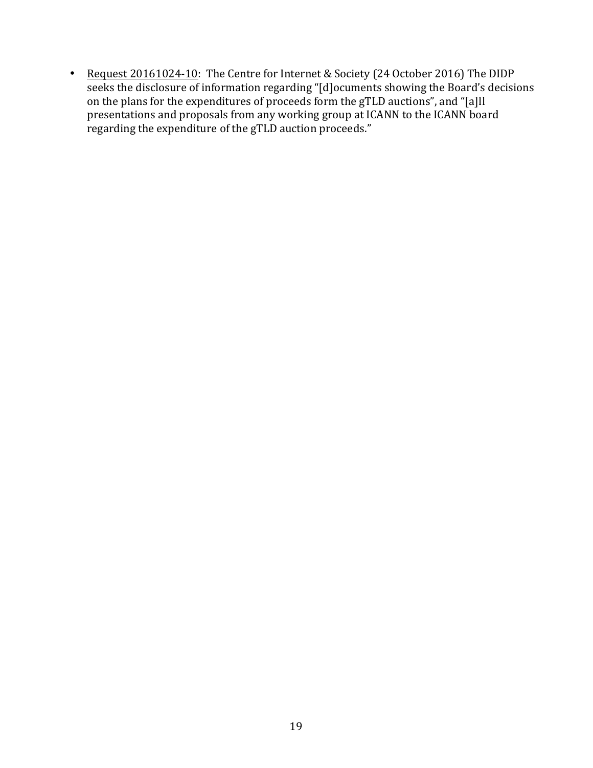- <u>Request 20161024-10</u>: The Centre for Internet & Society (24 October 2016) The DIDP seeks the disclosure of information regarding "[d]ocuments showing the Board's decisions on the plans for the expenditures of proceeds form the gTLD auctions", and "[a]ll presentations and proposals from any working group at ICANN to the ICANN board regarding the expenditure of the gTLD auction proceeds."